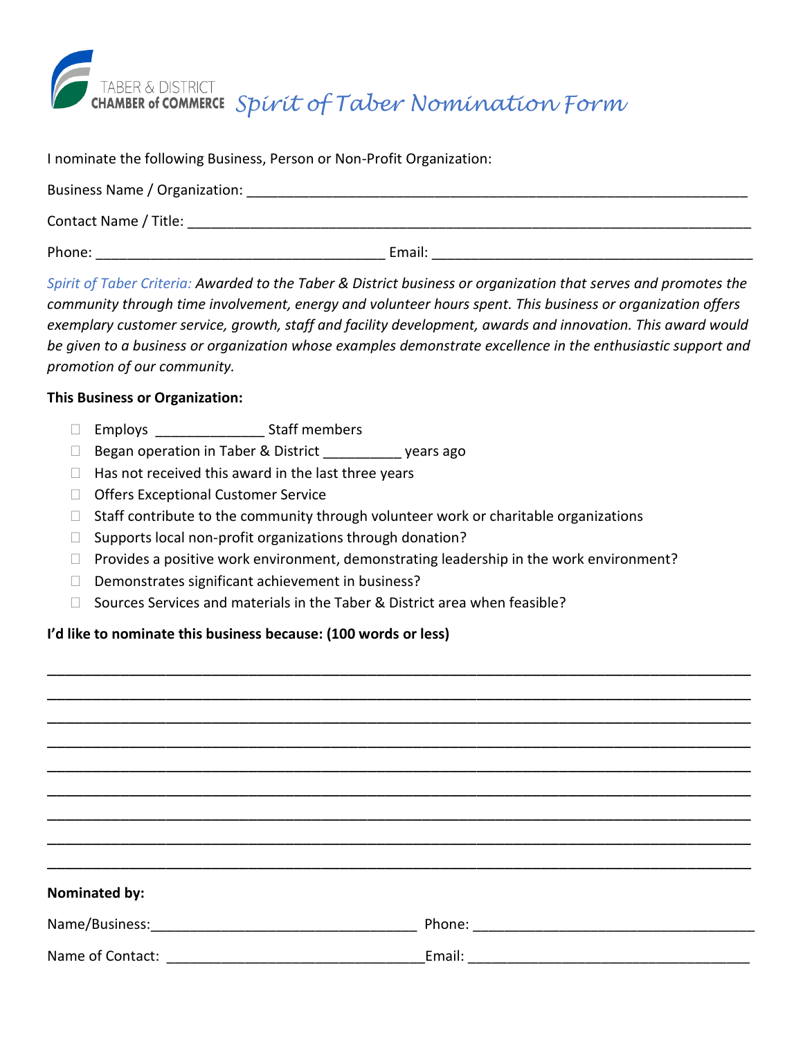TABER & DISTRICT CHAMBER of COMMERCE

# *Spirit of Taber Nomination Form*

I nominate the following Business, Person or Non-Profit Organization:

Business Name / Organization: ___________________________________________________________

Contact Name / Title: ____________________________________________________________________

Phone: ____________________________________ Email: ________________________________________

*Spirit of Taber Criteria: Awarded to the Taber & District business or organization that serves and promotes the community through time involvement, energy and volunteer hours spent. This business or organization offers exemplary customer service, growth, staff and facility development, awards and innovation. This award would be given to a business or organization whose examples demonstrate excellence in the enthusiastic support and promotion of our community.*

**This Business or Organization:**

- ☐ Employs _____________ Staff members
- ☐ Began operation in Taber & District _________ years ago
- ☐ Has not received this award in the last three years
- ☐ Offers Exceptional Customer Service
- ☐ Staff contribute to the community through volunteer work or charitable organizations
- ☐ Supports local non-profit organizations through donation?
- ☐ Provides a positive work environment, demonstrating leadership in the work environment?
- ☐ Demonstrates significant achievement in business?
- ☐ Sources Services and materials in the Taber & District area when feasible?

**I'd like to nominate this business because: (100 words or less)**

_____________________________________________________________________________________

_____________________________________________________________________________________

_____________________________________________________________________________________

_____________________________________________________________________________________

_____________________________________________________________________________________

_____________________________________________________________________________________

_____________________________________________________________________________________

_____________________________________________________________________________________

_____________________________________________________________________________________

**Nominated by:**

Name/Business:_________________________________ Phone: ___________________________________

Name of Contact: _______________________________Email: ___________________________________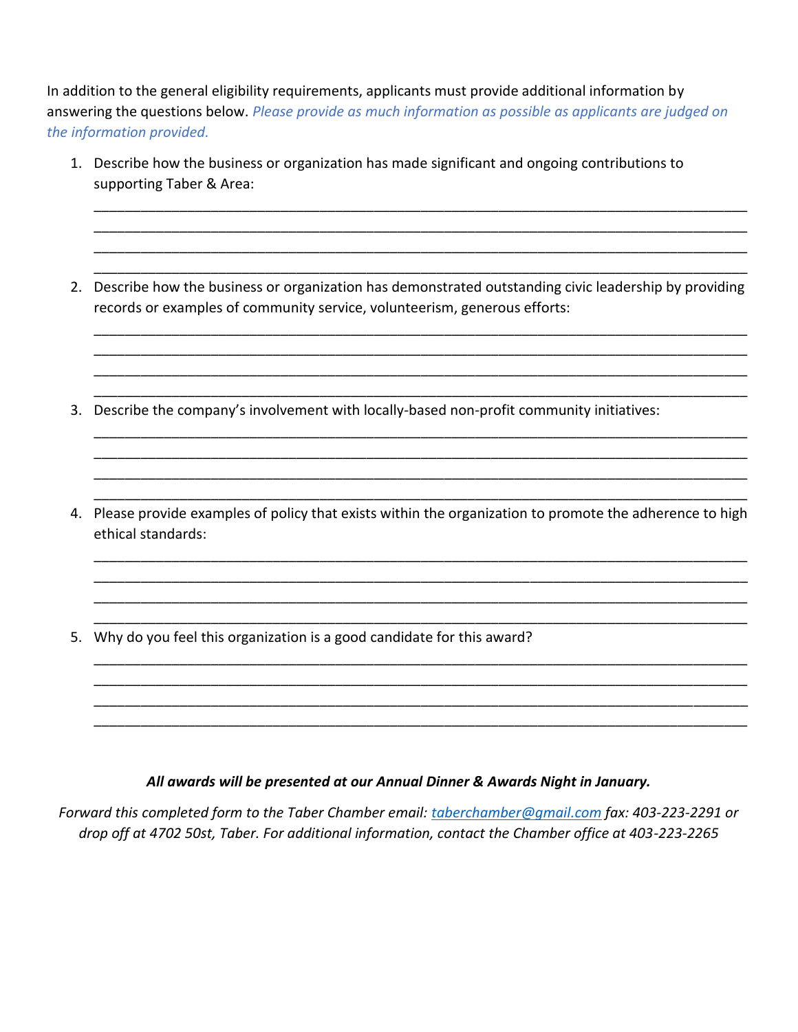In addition to the general eligibility requirements, applicants must provide additional information by answering the questions below. *Please provide as much information as possible as applicants are judged on the information provided.*

1. Describe how the business or organization has made significant and ongoing contributions to supporting Taber & Area:

   ______________________________________________________________________________
   ______________________________________________________________________________
   ______________________________________________________________________________
   ______________________________________________________________________________

2. Describe how the business or organization has demonstrated outstanding civic leadership by providing records or examples of community service, volunteerism, generous efforts:

   ______________________________________________________________________________
   ______________________________________________________________________________
   ______________________________________________________________________________
   ______________________________________________________________________________

3. Describe the company's involvement with locally-based non-profit community initiatives:

   ______________________________________________________________________________
   ______________________________________________________________________________
   ______________________________________________________________________________
   ______________________________________________________________________________

4. Please provide examples of policy that exists within the organization to promote the adherence to high ethical standards:

   ______________________________________________________________________________
   ______________________________________________________________________________
   ______________________________________________________________________________
   ______________________________________________________________________________

5. Why do you feel this organization is a good candidate for this award?

   ______________________________________________________________________________
   ______________________________________________________________________________
   ______________________________________________________________________________
   ______________________________________________________________________________

***All awards will be presented at our Annual Dinner & Awards Night in January.***

*Forward this completed form to the Taber Chamber email: taberchamber@gmail.com fax: 403-223-2291 or drop off at 4702 50st, Taber. For additional information, contact the Chamber office at 403-223-2265*